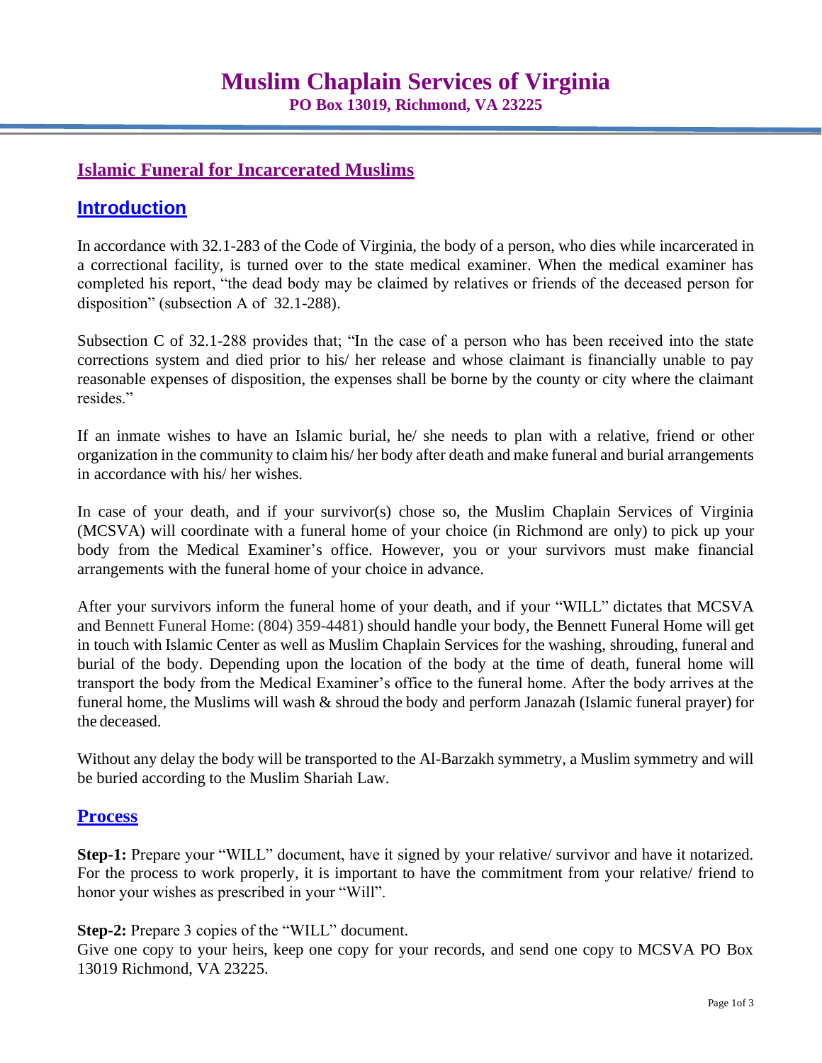# Muslim Chaplain Services of Virginia

**PO Box 13019, Richmond, VA 23225**

## Islamic Funeral for Incarcerated Muslims

## Introduction

In accordance with 32.1-283 of the Code of Virginia, the body of a person, who dies while incarcerated in a correctional facility, is turned over to the state medical examiner. When the medical examiner has completed his report, "the dead body may be claimed by relatives or friends of the deceased person for disposition" (subsection A of 32.1-288).

Subsection C of 32.1-288 provides that; "In the case of a person who has been received into the state corrections system and died prior to his/ her release and whose claimant is financially unable to pay reasonable expenses of disposition, the expenses shall be borne by the county or city where the claimant resides."

If an inmate wishes to have an Islamic burial, he/ she needs to plan with a relative, friend or other organization in the community to claim his/ her body after death and make funeral and burial arrangements in accordance with his/ her wishes.

In case of your death, and if your survivor(s) chose so, the Muslim Chaplain Services of Virginia (MCSVA) will coordinate with a funeral home of your choice (in Richmond are only) to pick up your body from the Medical Examiner's office. However, you or your survivors must make financial arrangements with the funeral home of your choice in advance.

After your survivors inform the funeral home of your death, and if your "WILL" dictates that MCSVA and Bennett Funeral Home: (804) 359-4481) should handle your body, the Bennett Funeral Home will get in touch with Islamic Center as well as Muslim Chaplain Services for the washing, shrouding, funeral and burial of the body. Depending upon the location of the body at the time of death, funeral home will transport the body from the Medical Examiner's office to the funeral home. After the body arrives at the funeral home, the Muslims will wash & shroud the body and perform Janazah (Islamic funeral prayer) for the deceased.

Without any delay the body will be transported to the Al-Barzakh symmetry, a Muslim symmetry and will be buried according to the Muslim Shariah Law.

## Process

**Step-1:** Prepare your "WILL" document, have it signed by your relative/ survivor and have it notarized. For the process to work properly, it is important to have the commitment from your relative/ friend to honor your wishes as prescribed in your "Will".

**Step-2:** Prepare 3 copies of the "WILL" document.
Give one copy to your heirs, keep one copy for your records, and send one copy to MCSVA PO Box 13019 Richmond, VA 23225.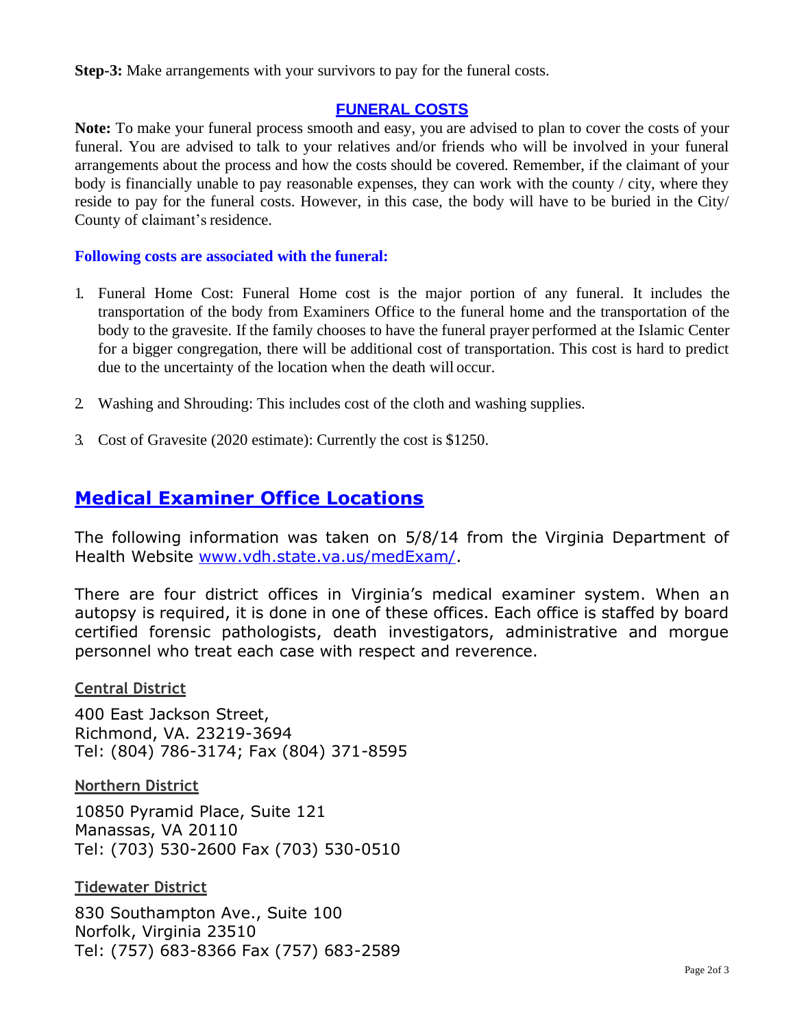**Step-3:** Make arrangements with your survivors to pay for the funeral costs.

## FUNERAL COSTS

**Note:** To make your funeral process smooth and easy, you are advised to plan to cover the costs of your funeral. You are advised to talk to your relatives and/or friends who will be involved in your funeral arrangements about the process and how the costs should be covered. Remember, if the claimant of your body is financially unable to pay reasonable expenses, they can work with the county / city, where they reside to pay for the funeral costs. However, in this case, the body will have to be buried in the City/ County of claimant's residence.

**Following costs are associated with the funeral:**

1. Funeral Home Cost: Funeral Home cost is the major portion of any funeral. It includes the transportation of the body from Examiners Office to the funeral home and the transportation of the body to the gravesite. If the family chooses to have the funeral prayer performed at the Islamic Center for a bigger congregation, there will be additional cost of transportation. This cost is hard to predict due to the uncertainty of the location when the death will occur.

2. Washing and Shrouding: This includes cost of the cloth and washing supplies.

3. Cost of Gravesite (2020 estimate): Currently the cost is $1250.

## Medical Examiner Office Locations

The following information was taken on 5/8/14 from the Virginia Department of Health Website www.vdh.state.va.us/medExam/.

There are four district offices in Virginia's medical examiner system. When an autopsy is required, it is done in one of these offices. Each office is staffed by board certified forensic pathologists, death investigators, administrative and morgue personnel who treat each case with respect and reverence.

### Central District

400 East Jackson Street,
Richmond, VA. 23219-3694
Tel: (804) 786-3174; Fax (804) 371-8595

### Northern District

10850 Pyramid Place, Suite 121
Manassas, VA 20110
Tel: (703) 530-2600 Fax (703) 530-0510

### Tidewater District

830 Southampton Ave., Suite 100
Norfolk, Virginia 23510
Tel: (757) 683-8366 Fax (757) 683-2589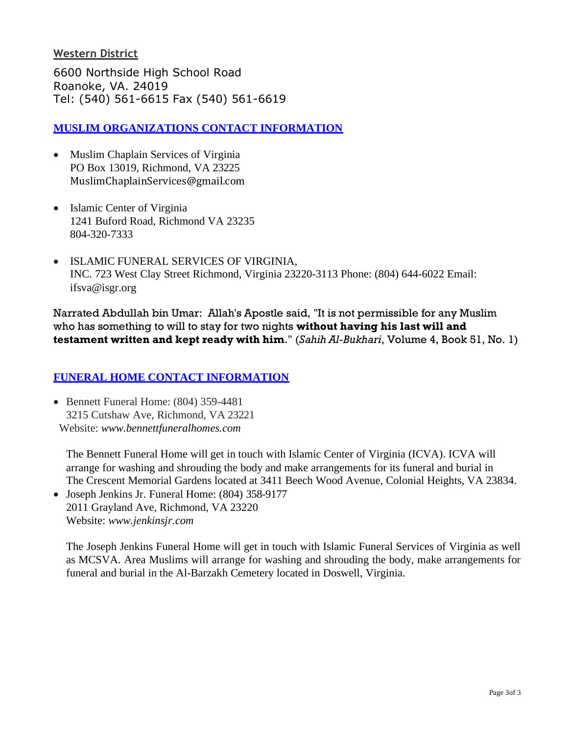### Western District

6600 Northside High School Road
Roanoke, VA. 24019
Tel: (540) 561-6615 Fax (540) 561-6619

## MUSLIM ORGANIZATIONS CONTACT INFORMATION

- Muslim Chaplain Services of Virginia
  PO Box 13019, Richmond, VA 23225
  MuslimChaplainServices@gmail.com

- Islamic Center of Virginia
  1241 Buford Road, Richmond VA 23235
  804-320-7333

- ISLAMIC FUNERAL SERVICES OF VIRGINIA, INC. 723 West Clay Street Richmond, Virginia 23220-3113 Phone: (804) 644-6022 Email: ifsva@isgr.org

Narrated Abdullah bin Umar: Allah's Apostle said, "It is not permissible for any Muslim who has something to will to stay for two nights **without having his last will and testament written and kept ready with him**." (*Sahih Al-Bukhari*, Volume 4, Book 51, No. 1)

## FUNERAL HOME CONTACT INFORMATION

- Bennett Funeral Home: (804) 359-4481
  3215 Cutshaw Ave, Richmond, VA 23221
  Website: *www.bennettfuneralhomes.com*

  The Bennett Funeral Home will get in touch with Islamic Center of Virginia (ICVA). ICVA will arrange for washing and shrouding the body and make arrangements for its funeral and burial in The Crescent Memorial Gardens located at 3411 Beech Wood Avenue, Colonial Heights, VA 23834.

- Joseph Jenkins Jr. Funeral Home: (804) 358-9177
  2011 Grayland Ave, Richmond, VA 23220
  Website: *www.jenkinsjr.com*

  The Joseph Jenkins Funeral Home will get in touch with Islamic Funeral Services of Virginia as well as MCSVA. Area Muslims will arrange for washing and shrouding the body, make arrangements for funeral and burial in the Al-Barzakh Cemetery located in Doswell, Virginia.